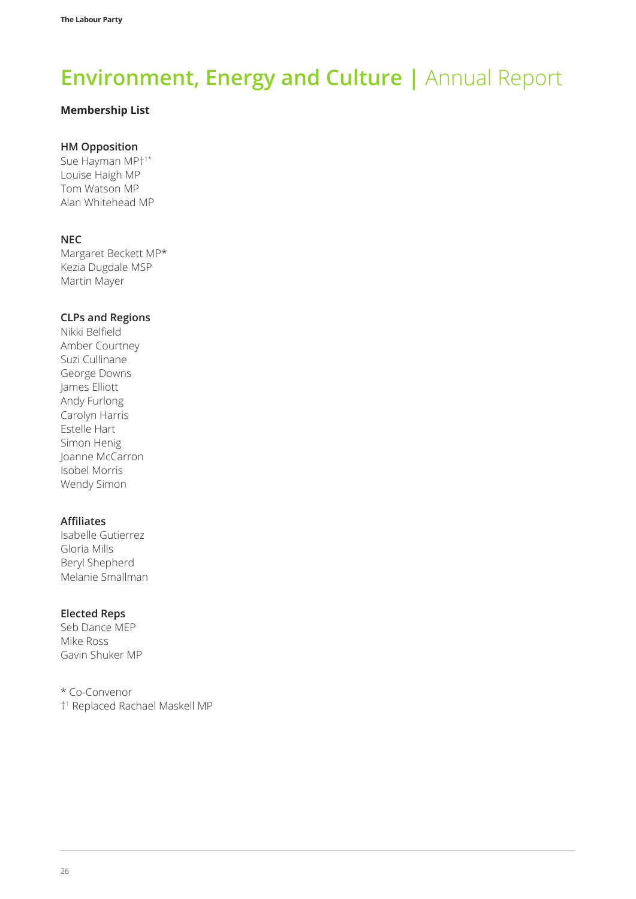# Environment, Energy and Culture | Annual Report

**Membership List**

**HM Opposition**
Sue Hayman MP†[1]*
Louise Haigh MP
Tom Watson MP
Alan Whitehead MP

**NEC**
Margaret Beckett MP*
Kezia Dugdale MSP
Martin Mayer

**CLPs and Regions**
Nikki Belfield
Amber Courtney
Suzi Cullinane
George Downs
James Elliott
Andy Furlong
Carolyn Harris
Estelle Hart
Simon Henig
Joanne McCarron
Isobel Morris
Wendy Simon

**Affiliates**
Isabelle Gutierrez
Gloria Mills
Beryl Shepherd
Melanie Smallman

**Elected Reps**
Seb Dance MEP
Mike Ross
Gavin Shuker MP

* Co-Convenor
†[1] Replaced Rachael Maskell MP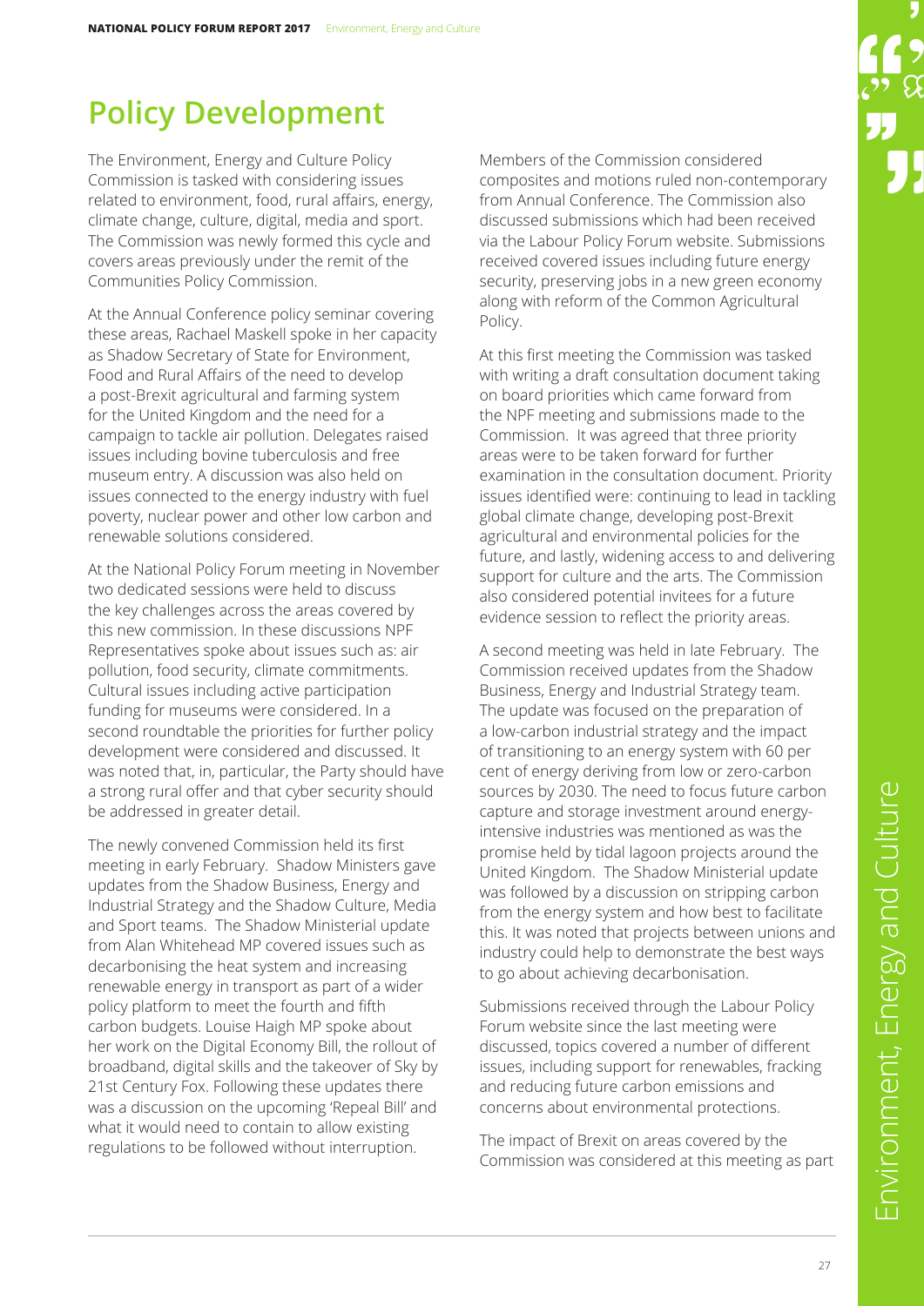# Policy Development

The Environment, Energy and Culture Policy Commission is tasked with considering issues related to environment, food, rural affairs, energy, climate change, culture, digital, media and sport. The Commission was newly formed this cycle and covers areas previously under the remit of the Communities Policy Commission.

At the Annual Conference policy seminar covering these areas, Rachael Maskell spoke in her capacity as Shadow Secretary of State for Environment, Food and Rural Affairs of the need to develop a post-Brexit agricultural and farming system for the United Kingdom and the need for a campaign to tackle air pollution. Delegates raised issues including bovine tuberculosis and free museum entry. A discussion was also held on issues connected to the energy industry with fuel poverty, nuclear power and other low carbon and renewable solutions considered.

At the National Policy Forum meeting in November two dedicated sessions were held to discuss the key challenges across the areas covered by this new commission. In these discussions NPF Representatives spoke about issues such as: air pollution, food security, climate commitments. Cultural issues including active participation funding for museums were considered. In a second roundtable the priorities for further policy development were considered and discussed. It was noted that, in particular, the Party should have a strong rural offer and that cyber security should be addressed in greater detail.

The newly convened Commission held its first meeting in early February. Shadow Ministers gave updates from the Shadow Business, Energy and Industrial Strategy and the Shadow Culture, Media and Sport teams. The Shadow Ministerial update from Alan Whitehead MP covered issues such as decarbonising the heat system and increasing renewable energy in transport as part of a wider policy platform to meet the fourth and fifth carbon budgets. Louise Haigh MP spoke about her work on the Digital Economy Bill, the rollout of broadband, digital skills and the takeover of Sky by 21st Century Fox. Following these updates there was a discussion on the upcoming 'Repeal Bill' and what it would need to contain to allow existing regulations to be followed without interruption.

Members of the Commission considered composites and motions ruled non-contemporary from Annual Conference. The Commission also discussed submissions which had been received via the Labour Policy Forum website. Submissions received covered issues including future energy security, preserving jobs in a new green economy along with reform of the Common Agricultural Policy.

At this first meeting the Commission was tasked with writing a draft consultation document taking on board priorities which came forward from the NPF meeting and submissions made to the Commission. It was agreed that three priority areas were to be taken forward for further examination in the consultation document. Priority issues identified were: continuing to lead in tackling global climate change, developing post-Brexit agricultural and environmental policies for the future, and lastly, widening access to and delivering support for culture and the arts. The Commission also considered potential invitees for a future evidence session to reflect the priority areas.

A second meeting was held in late February. The Commission received updates from the Shadow Business, Energy and Industrial Strategy team. The update was focused on the preparation of a low-carbon industrial strategy and the impact of transitioning to an energy system with 60 per cent of energy deriving from low or zero-carbon sources by 2030. The need to focus future carbon capture and storage investment around energy-intensive industries was mentioned as was the promise held by tidal lagoon projects around the United Kingdom. The Shadow Ministerial update was followed by a discussion on stripping carbon from the energy system and how best to facilitate this. It was noted that projects between unions and industry could help to demonstrate the best ways to go about achieving decarbonisation.

Submissions received through the Labour Policy Forum website since the last meeting were discussed, topics covered a number of different issues, including support for renewables, fracking and reducing future carbon emissions and concerns about environmental protections.

The impact of Brexit on areas covered by the Commission was considered at this meeting as part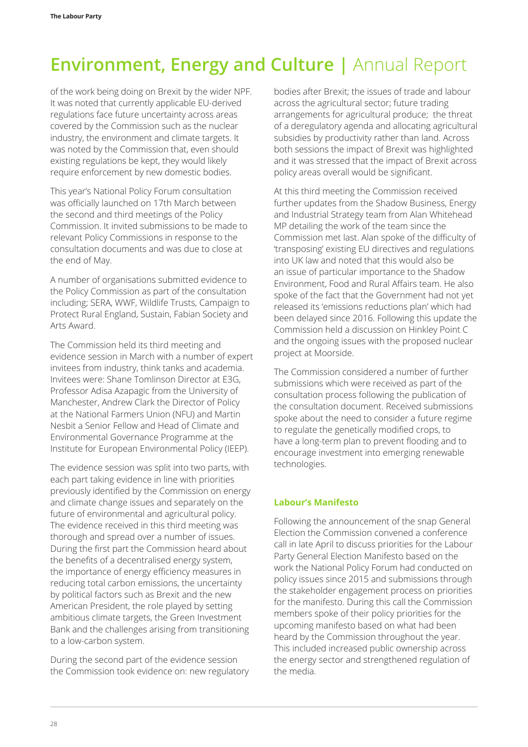# Environment, Energy and Culture | Annual Report

of the work being doing on Brexit by the wider NPF. It was noted that currently applicable EU-derived regulations face future uncertainty across areas covered by the Commission such as the nuclear industry, the environment and climate targets. It was noted by the Commission that, even should existing regulations be kept, they would likely require enforcement by new domestic bodies.

This year's National Policy Forum consultation was officially launched on 17th March between the second and third meetings of the Policy Commission. It invited submissions to be made to relevant Policy Commissions in response to the consultation documents and was due to close at the end of May.

A number of organisations submitted evidence to the Policy Commission as part of the consultation including; SERA, WWF, Wildlife Trusts, Campaign to Protect Rural England, Sustain, Fabian Society and Arts Award.

The Commission held its third meeting and evidence session in March with a number of expert invitees from industry, think tanks and academia. Invitees were: Shane Tomlinson Director at E3G, Professor Adisa Azapagic from the University of Manchester, Andrew Clark the Director of Policy at the National Farmers Union (NFU) and Martin Nesbit a Senior Fellow and Head of Climate and Environmental Governance Programme at the Institute for European Environmental Policy (IEEP).

The evidence session was split into two parts, with each part taking evidence in line with priorities previously identified by the Commission on energy and climate change issues and separately on the future of environmental and agricultural policy. The evidence received in this third meeting was thorough and spread over a number of issues. During the first part the Commission heard about the benefits of a decentralised energy system, the importance of energy efficiency measures in reducing total carbon emissions, the uncertainty by political factors such as Brexit and the new American President, the role played by setting ambitious climate targets, the Green Investment Bank and the challenges arising from transitioning to a low-carbon system.

During the second part of the evidence session the Commission took evidence on: new regulatory bodies after Brexit; the issues of trade and labour across the agricultural sector; future trading arrangements for agricultural produce; the threat of a deregulatory agenda and allocating agricultural subsidies by productivity rather than land. Across both sessions the impact of Brexit was highlighted and it was stressed that the impact of Brexit across policy areas overall would be significant.

At this third meeting the Commission received further updates from the Shadow Business, Energy and Industrial Strategy team from Alan Whitehead MP detailing the work of the team since the Commission met last. Alan spoke of the difficulty of 'transposing' existing EU directives and regulations into UK law and noted that this would also be an issue of particular importance to the Shadow Environment, Food and Rural Affairs team. He also spoke of the fact that the Government had not yet released its 'emissions reductions plan' which had been delayed since 2016. Following this update the Commission held a discussion on Hinkley Point C and the ongoing issues with the proposed nuclear project at Moorside.

The Commission considered a number of further submissions which were received as part of the consultation process following the publication of the consultation document. Received submissions spoke about the need to consider a future regime to regulate the genetically modified crops, to have a long-term plan to prevent flooding and to encourage investment into emerging renewable technologies.

### Labour's Manifesto

Following the announcement of the snap General Election the Commission convened a conference call in late April to discuss priorities for the Labour Party General Election Manifesto based on the work the National Policy Forum had conducted on policy issues since 2015 and submissions through the stakeholder engagement process on priorities for the manifesto. During this call the Commission members spoke of their policy priorities for the upcoming manifesto based on what had been heard by the Commission throughout the year. This included increased public ownership across the energy sector and strengthened regulation of the media.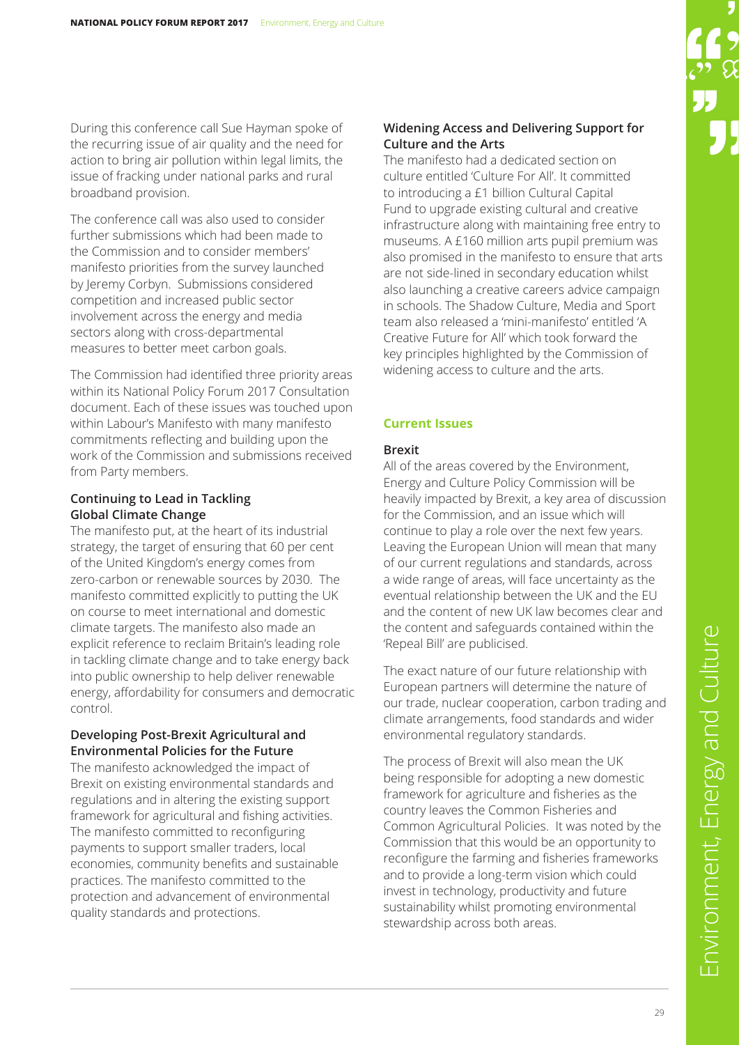During this conference call Sue Hayman spoke of the recurring issue of air quality and the need for action to bring air pollution within legal limits, the issue of fracking under national parks and rural broadband provision.

The conference call was also used to consider further submissions which had been made to the Commission and to consider members' manifesto priorities from the survey launched by Jeremy Corbyn. Submissions considered competition and increased public sector involvement across the energy and media sectors along with cross-departmental measures to better meet carbon goals.

The Commission had identified three priority areas within its National Policy Forum 2017 Consultation document. Each of these issues was touched upon within Labour's Manifesto with many manifesto commitments reflecting and building upon the work of the Commission and submissions received from Party members.

### Continuing to Lead in Tackling Global Climate Change

The manifesto put, at the heart of its industrial strategy, the target of ensuring that 60 per cent of the United Kingdom's energy comes from zero-carbon or renewable sources by 2030. The manifesto committed explicitly to putting the UK on course to meet international and domestic climate targets. The manifesto also made an explicit reference to reclaim Britain's leading role in tackling climate change and to take energy back into public ownership to help deliver renewable energy, affordability for consumers and democratic control.

### Developing Post-Brexit Agricultural and Environmental Policies for the Future

The manifesto acknowledged the impact of Brexit on existing environmental standards and regulations and in altering the existing support framework for agricultural and fishing activities. The manifesto committed to reconfiguring payments to support smaller traders, local economies, community benefits and sustainable practices. The manifesto committed to the protection and advancement of environmental quality standards and protections.

### Widening Access and Delivering Support for Culture and the Arts

The manifesto had a dedicated section on culture entitled 'Culture For All'. It committed to introducing a £1 billion Cultural Capital Fund to upgrade existing cultural and creative infrastructure along with maintaining free entry to museums. A £160 million arts pupil premium was also promised in the manifesto to ensure that arts are not side-lined in secondary education whilst also launching a creative careers advice campaign in schools. The Shadow Culture, Media and Sport team also released a 'mini-manifesto' entitled 'A Creative Future for All' which took forward the key principles highlighted by the Commission of widening access to culture and the arts.

## Current Issues

### Brexit

All of the areas covered by the Environment, Energy and Culture Policy Commission will be heavily impacted by Brexit, a key area of discussion for the Commission, and an issue which will continue to play a role over the next few years. Leaving the European Union will mean that many of our current regulations and standards, across a wide range of areas, will face uncertainty as the eventual relationship between the UK and the EU and the content of new UK law becomes clear and the content and safeguards contained within the 'Repeal Bill' are publicised.

The exact nature of our future relationship with European partners will determine the nature of our trade, nuclear cooperation, carbon trading and climate arrangements, food standards and wider environmental regulatory standards.

The process of Brexit will also mean the UK being responsible for adopting a new domestic framework for agriculture and fisheries as the country leaves the Common Fisheries and Common Agricultural Policies. It was noted by the Commission that this would be an opportunity to reconfigure the farming and fisheries frameworks and to provide a long-term vision which could invest in technology, productivity and future sustainability whilst promoting environmental stewardship across both areas.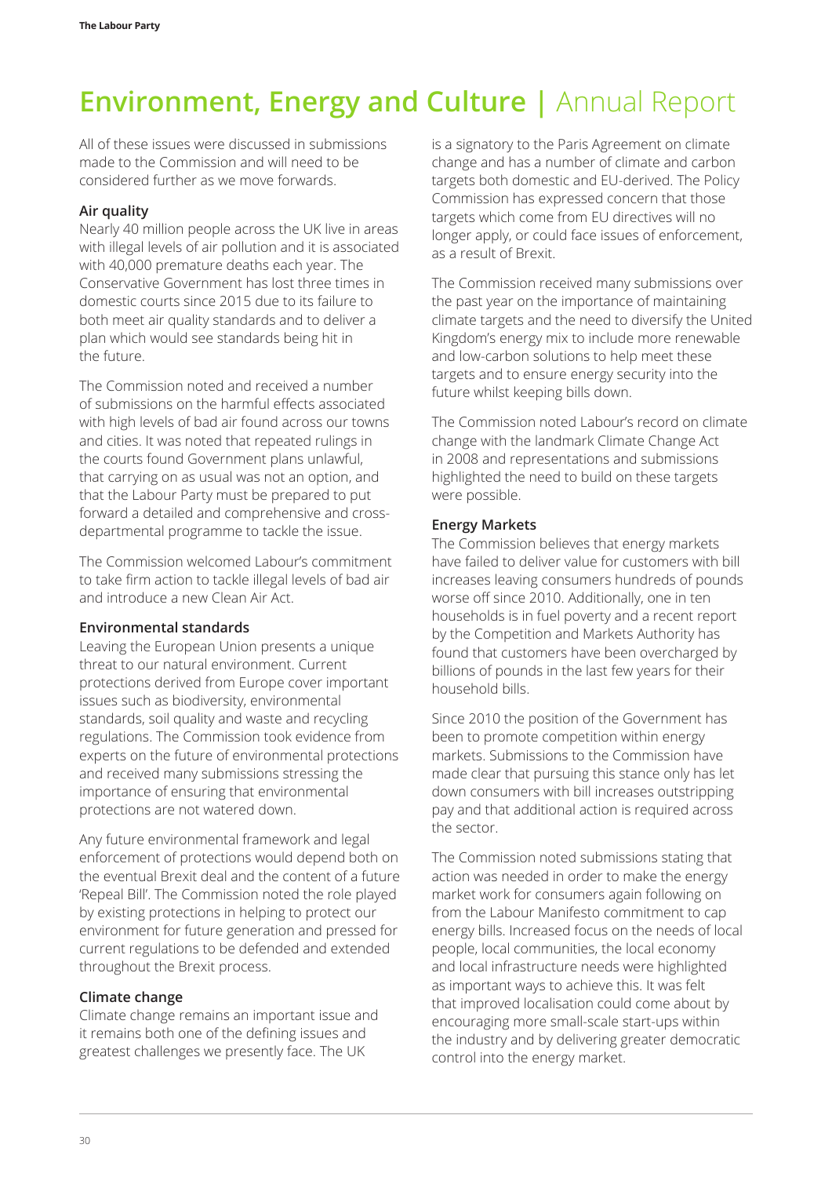# Environment, Energy and Culture | Annual Report

All of these issues were discussed in submissions made to the Commission and will need to be considered further as we move forwards.

**Air quality**

Nearly 40 million people across the UK live in areas with illegal levels of air pollution and it is associated with 40,000 premature deaths each year. The Conservative Government has lost three times in domestic courts since 2015 due to its failure to both meet air quality standards and to deliver a plan which would see standards being hit in the future.

The Commission noted and received a number of submissions on the harmful effects associated with high levels of bad air found across our towns and cities. It was noted that repeated rulings in the courts found Government plans unlawful, that carrying on as usual was not an option, and that the Labour Party must be prepared to put forward a detailed and comprehensive and cross-departmental programme to tackle the issue.

The Commission welcomed Labour's commitment to take firm action to tackle illegal levels of bad air and introduce a new Clean Air Act.

**Environmental standards**

Leaving the European Union presents a unique threat to our natural environment. Current protections derived from Europe cover important issues such as biodiversity, environmental standards, soil quality and waste and recycling regulations. The Commission took evidence from experts on the future of environmental protections and received many submissions stressing the importance of ensuring that environmental protections are not watered down.

Any future environmental framework and legal enforcement of protections would depend both on the eventual Brexit deal and the content of a future 'Repeal Bill'. The Commission noted the role played by existing protections in helping to protect our environment for future generation and pressed for current regulations to be defended and extended throughout the Brexit process.

**Climate change**

Climate change remains an important issue and it remains both one of the defining issues and greatest challenges we presently face. The UK is a signatory to the Paris Agreement on climate change and has a number of climate and carbon targets both domestic and EU-derived. The Policy Commission has expressed concern that those targets which come from EU directives will no longer apply, or could face issues of enforcement, as a result of Brexit.

The Commission received many submissions over the past year on the importance of maintaining climate targets and the need to diversify the United Kingdom's energy mix to include more renewable and low-carbon solutions to help meet these targets and to ensure energy security into the future whilst keeping bills down.

The Commission noted Labour's record on climate change with the landmark Climate Change Act in 2008 and representations and submissions highlighted the need to build on these targets were possible.

**Energy Markets**

The Commission believes that energy markets have failed to deliver value for customers with bill increases leaving consumers hundreds of pounds worse off since 2010. Additionally, one in ten households is in fuel poverty and a recent report by the Competition and Markets Authority has found that customers have been overcharged by billions of pounds in the last few years for their household bills.

Since 2010 the position of the Government has been to promote competition within energy markets. Submissions to the Commission have made clear that pursuing this stance only has let down consumers with bill increases outstripping pay and that additional action is required across the sector.

The Commission noted submissions stating that action was needed in order to make the energy market work for consumers again following on from the Labour Manifesto commitment to cap energy bills. Increased focus on the needs of local people, local communities, the local economy and local infrastructure needs were highlighted as important ways to achieve this. It was felt that improved localisation could come about by encouraging more small-scale start-ups within the industry and by delivering greater democratic control into the energy market.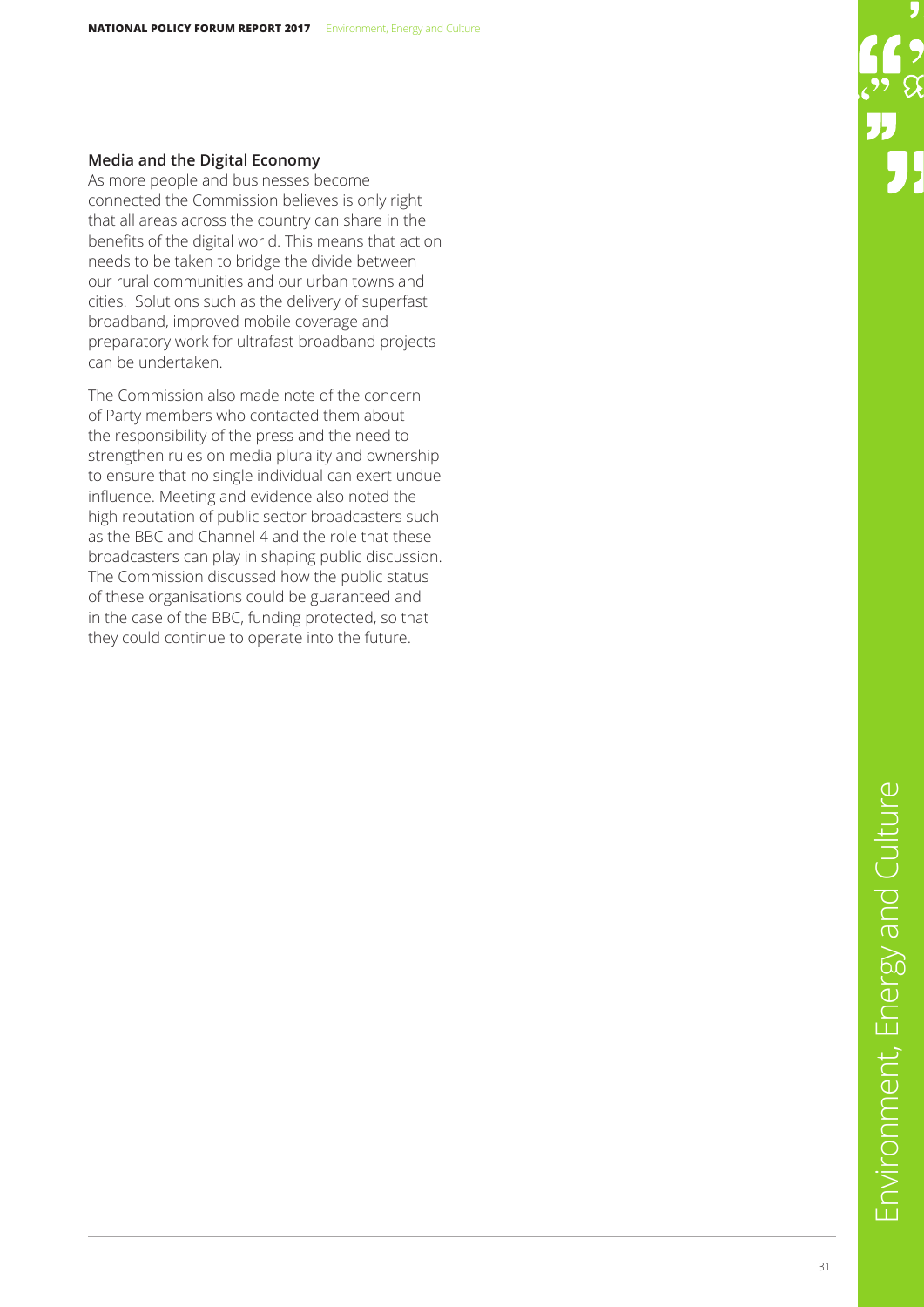### Media and the Digital Economy

As more people and businesses become connected the Commission believes is only right that all areas across the country can share in the benefits of the digital world. This means that action needs to be taken to bridge the divide between our rural communities and our urban towns and cities. Solutions such as the delivery of superfast broadband, improved mobile coverage and preparatory work for ultrafast broadband projects can be undertaken.

The Commission also made note of the concern of Party members who contacted them about the responsibility of the press and the need to strengthen rules on media plurality and ownership to ensure that no single individual can exert undue influence. Meeting and evidence also noted the high reputation of public sector broadcasters such as the BBC and Channel 4 and the role that these broadcasters can play in shaping public discussion. The Commission discussed how the public status of these organisations could be guaranteed and in the case of the BBC, funding protected, so that they could continue to operate into the future.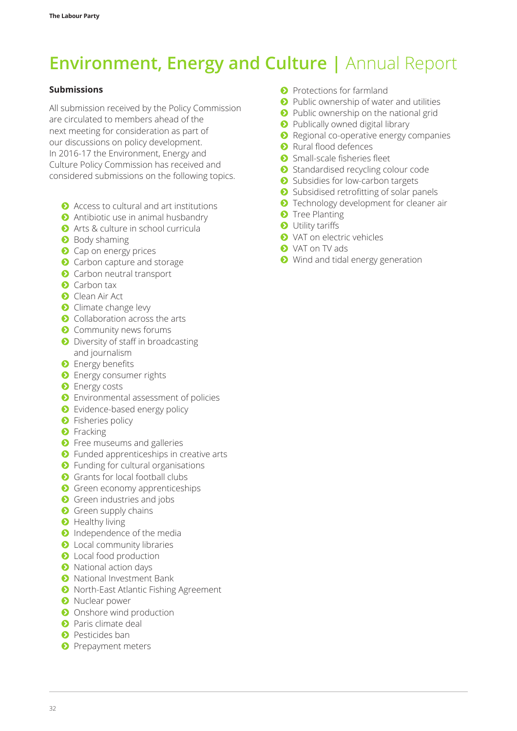# Environment, Energy and Culture | Annual Report

### Submissions

All submission received by the Policy Commission are circulated to members ahead of the next meeting for consideration as part of our discussions on policy development. In 2016-17 the Environment, Energy and Culture Policy Commission has received and considered submissions on the following topics.

- Access to cultural and art institutions
- Antibiotic use in animal husbandry
- Arts & culture in school curricula
- Body shaming
- Cap on energy prices
- Carbon capture and storage
- Carbon neutral transport
- Carbon tax
- Clean Air Act
- Climate change levy
- Collaboration across the arts
- Community news forums
- Diversity of staff in broadcasting and journalism
- Energy benefits
- Energy consumer rights
- Energy costs
- Environmental assessment of policies
- Evidence-based energy policy
- Fisheries policy
- Fracking
- Free museums and galleries
- Funded apprenticeships in creative arts
- Funding for cultural organisations
- Grants for local football clubs
- Green economy apprenticeships
- Green industries and jobs
- Green supply chains
- Healthy living
- Independence of the media
- Local community libraries
- Local food production
- National action days
- National Investment Bank
- North-East Atlantic Fishing Agreement
- Nuclear power
- Onshore wind production
- Paris climate deal
- Pesticides ban
- Prepayment meters
- Protections for farmland
- Public ownership of water and utilities
- Public ownership on the national grid
- Publically owned digital library
- Regional co-operative energy companies
- Rural flood defences
- Small-scale fisheries fleet
- Standardised recycling colour code
- Subsidies for low-carbon targets
- Subsidised retrofitting of solar panels
- Technology development for cleaner air
- Tree Planting
- Utility tariffs
- VAT on electric vehicles
- VAT on TV ads
- Wind and tidal energy generation